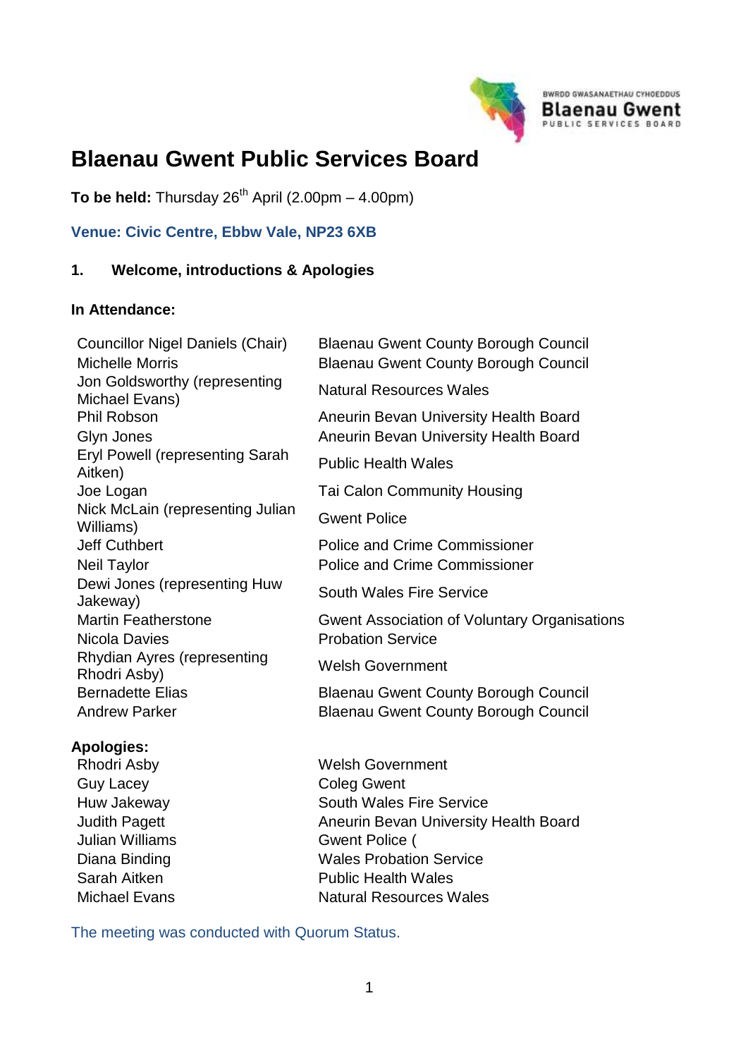# Blaenau Gwent Public Services Board

**To be held:** Thursday 26th April (2.00pm – 4.00pm)

**Venue: Civic Centre, Ebbw Vale, NP23 6XB**

## 1. Welcome, introductions & Apologies

**In Attendance:**

| | |
|---|---|
| Councillor Nigel Daniels (Chair) | Blaenau Gwent County Borough Council |
| Michelle Morris | Blaenau Gwent County Borough Council |
| Jon Goldsworthy (representing Michael Evans) | Natural Resources Wales |
| Phil Robson | Aneurin Bevan University Health Board |
| Glyn Jones | Aneurin Bevan University Health Board |
| Eryl Powell (representing Sarah Aitken) | Public Health Wales |
| Joe Logan | Tai Calon Community Housing |
| Nick McLain (representing Julian Williams) | Gwent Police |
| Jeff Cuthbert | Police and Crime Commissioner |
| Neil Taylor | Police and Crime Commissioner |
| Dewi Jones (representing Huw Jakeway) | South Wales Fire Service |
| Martin Featherstone | Gwent Association of Voluntary Organisations |
| Nicola Davies | Probation Service |
| Rhydian Ayres (representing Rhodri Asby) | Welsh Government |
| Bernadette Elias | Blaenau Gwent County Borough Council |
| Andrew Parker | Blaenau Gwent County Borough Council |

**Apologies:**

| | |
|---|---|
| Rhodri Asby | Welsh Government |
| Guy Lacey | Coleg Gwent |
| Huw Jakeway | South Wales Fire Service |
| Judith Pagett | Aneurin Bevan University Health Board |
| Julian Williams | Gwent Police ( |
| Diana Binding | Wales Probation Service |
| Sarah Aitken | Public Health Wales |
| Michael Evans | Natural Resources Wales |

The meeting was conducted with Quorum Status.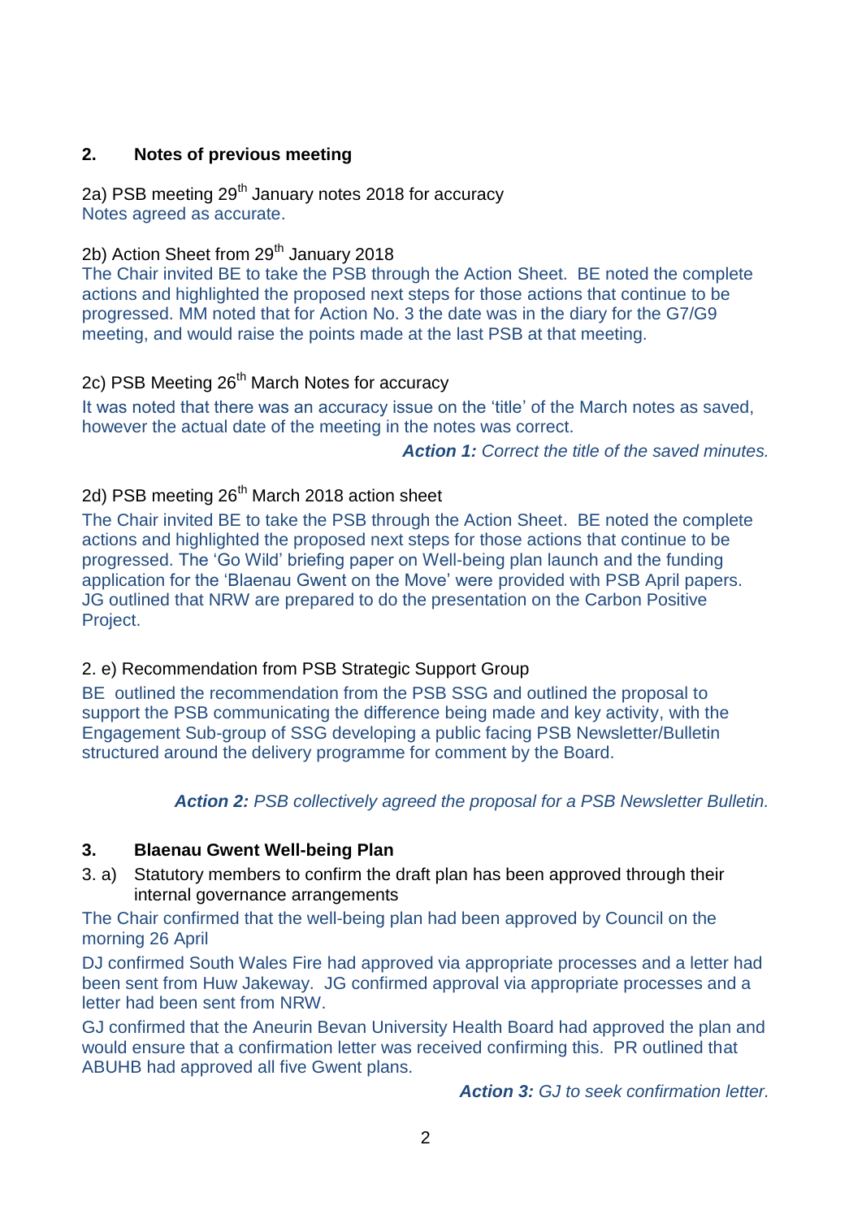## 2. Notes of previous meeting

2a) PSB meeting 29th January notes 2018 for accuracy

Notes agreed as accurate.

2b) Action Sheet from 29th January 2018

The Chair invited BE to take the PSB through the Action Sheet. BE noted the complete actions and highlighted the proposed next steps for those actions that continue to be progressed. MM noted that for Action No. 3 the date was in the diary for the G7/G9 meeting, and would raise the points made at the last PSB at that meeting.

2c) PSB Meeting 26th March Notes for accuracy

It was noted that there was an accuracy issue on the 'title' of the March notes as saved, however the actual date of the meeting in the notes was correct.

***Action 1:*** *Correct the title of the saved minutes.*

2d) PSB meeting 26th March 2018 action sheet

The Chair invited BE to take the PSB through the Action Sheet. BE noted the complete actions and highlighted the proposed next steps for those actions that continue to be progressed. The 'Go Wild' briefing paper on Well-being plan launch and the funding application for the 'Blaenau Gwent on the Move' were provided with PSB April papers. JG outlined that NRW are prepared to do the presentation on the Carbon Positive Project.

2. e) Recommendation from PSB Strategic Support Group

BE outlined the recommendation from the PSB SSG and outlined the proposal to support the PSB communicating the difference being made and key activity, with the Engagement Sub-group of SSG developing a public facing PSB Newsletter/Bulletin structured around the delivery programme for comment by the Board.

***Action 2:*** *PSB collectively agreed the proposal for a PSB Newsletter Bulletin.*

## 3. Blaenau Gwent Well-being Plan

3. a) Statutory members to confirm the draft plan has been approved through their internal governance arrangements

The Chair confirmed that the well-being plan had been approved by Council on the morning 26 April

DJ confirmed South Wales Fire had approved via appropriate processes and a letter had been sent from Huw Jakeway. JG confirmed approval via appropriate processes and a letter had been sent from NRW.

GJ confirmed that the Aneurin Bevan University Health Board had approved the plan and would ensure that a confirmation letter was received confirming this. PR outlined that ABUHB had approved all five Gwent plans.

***Action 3:*** *GJ to seek confirmation letter.*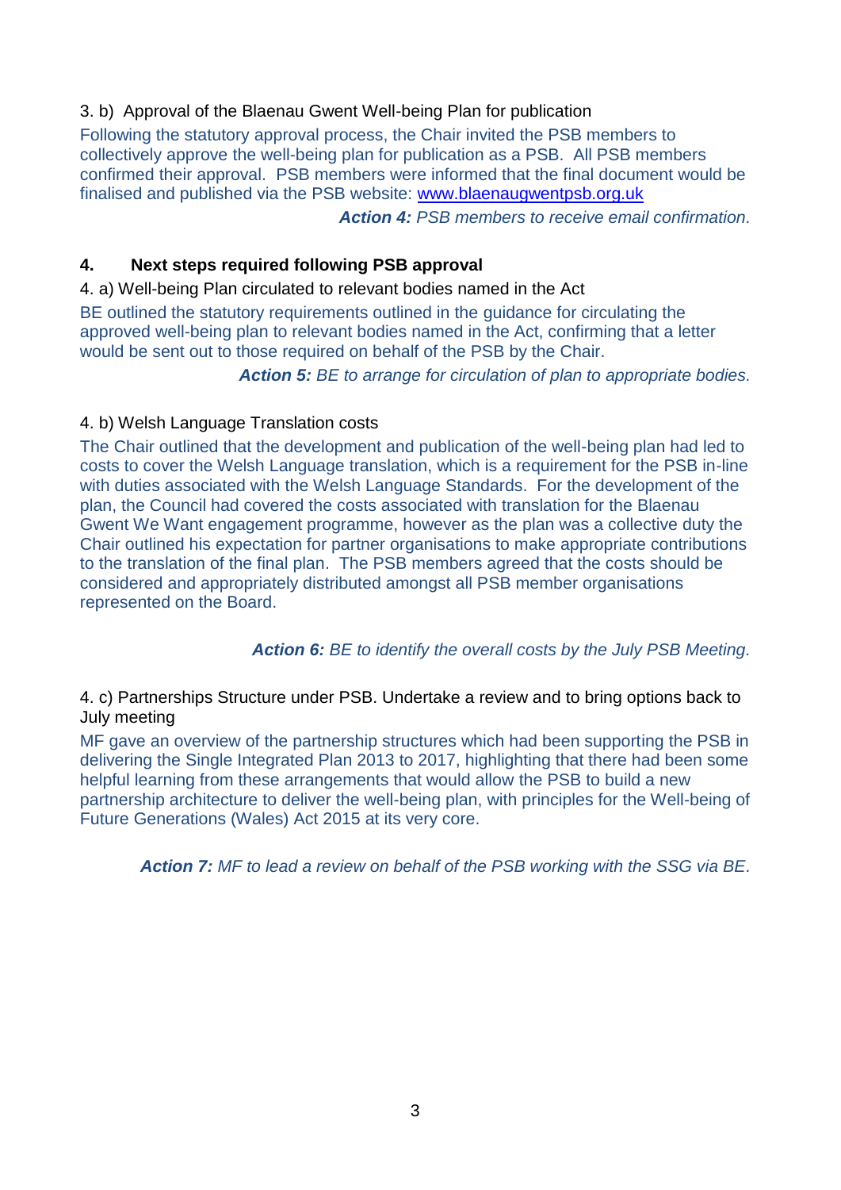3. b) Approval of the Blaenau Gwent Well-being Plan for publication

Following the statutory approval process, the Chair invited the PSB members to collectively approve the well-being plan for publication as a PSB. All PSB members confirmed their approval. PSB members were informed that the final document would be finalised and published via the PSB website: [www.blaenaugwentpsb.org.uk](http://www.blaenaugwentpsb.org.uk)

***Action 4:*** *PSB members to receive email confirmation.*

## 4. Next steps required following PSB approval

4. a) Well-being Plan circulated to relevant bodies named in the Act

BE outlined the statutory requirements outlined in the guidance for circulating the approved well-being plan to relevant bodies named in the Act, confirming that a letter would be sent out to those required on behalf of the PSB by the Chair.

***Action 5:*** *BE to arrange for circulation of plan to appropriate bodies.*

4. b) Welsh Language Translation costs

The Chair outlined that the development and publication of the well-being plan had led to costs to cover the Welsh Language translation, which is a requirement for the PSB in-line with duties associated with the Welsh Language Standards. For the development of the plan, the Council had covered the costs associated with translation for the Blaenau Gwent We Want engagement programme, however as the plan was a collective duty the Chair outlined his expectation for partner organisations to make appropriate contributions to the translation of the final plan. The PSB members agreed that the costs should be considered and appropriately distributed amongst all PSB member organisations represented on the Board.

***Action 6:*** *BE to identify the overall costs by the July PSB Meeting.*

4. c) Partnerships Structure under PSB. Undertake a review and to bring options back to July meeting

MF gave an overview of the partnership structures which had been supporting the PSB in delivering the Single Integrated Plan 2013 to 2017, highlighting that there had been some helpful learning from these arrangements that would allow the PSB to build a new partnership architecture to deliver the well-being plan, with principles for the Well-being of Future Generations (Wales) Act 2015 at its very core.

***Action 7:*** *MF to lead a review on behalf of the PSB working with the SSG via BE.*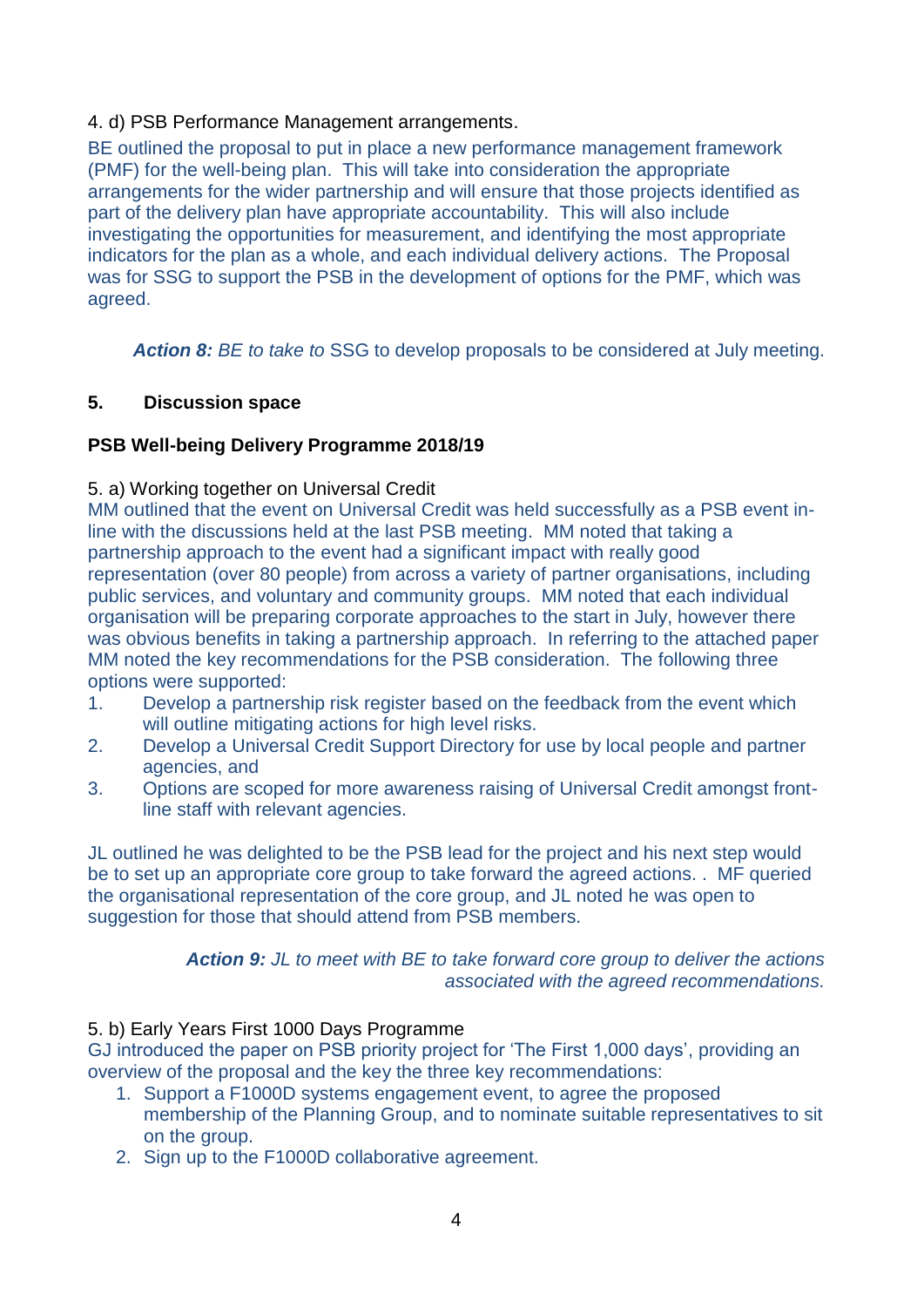4. d) PSB Performance Management arrangements.

BE outlined the proposal to put in place a new performance management framework (PMF) for the well-being plan. This will take into consideration the appropriate arrangements for the wider partnership and will ensure that those projects identified as part of the delivery plan have appropriate accountability. This will also include investigating the opportunities for measurement, and identifying the most appropriate indicators for the plan as a whole, and each individual delivery actions. The Proposal was for SSG to support the PSB in the development of options for the PMF, which was agreed.

> ***Action 8:*** *BE to take to* SSG to develop proposals to be considered at July meeting.

## 5. Discussion space

### PSB Well-being Delivery Programme 2018/19

5. a) Working together on Universal Credit

MM outlined that the event on Universal Credit was held successfully as a PSB event in-line with the discussions held at the last PSB meeting. MM noted that taking a partnership approach to the event had a significant impact with really good representation (over 80 people) from across a variety of partner organisations, including public services, and voluntary and community groups. MM noted that each individual organisation will be preparing corporate approaches to the start in July, however there was obvious benefits in taking a partnership approach. In referring to the attached paper MM noted the key recommendations for the PSB consideration. The following three options were supported:

1. Develop a partnership risk register based on the feedback from the event which will outline mitigating actions for high level risks.
2. Develop a Universal Credit Support Directory for use by local people and partner agencies, and
3. Options are scoped for more awareness raising of Universal Credit amongst front-line staff with relevant agencies.

JL outlined he was delighted to be the PSB lead for the project and his next step would be to set up an appropriate core group to take forward the agreed actions. . MF queried the organisational representation of the core group, and JL noted he was open to suggestion for those that should attend from PSB members.

> ***Action 9:*** *JL to meet with BE to take forward core group to deliver the actions associated with the agreed recommendations.*

5. b) Early Years First 1000 Days Programme

GJ introduced the paper on PSB priority project for 'The First 1,000 days', providing an overview of the proposal and the key the three key recommendations:

1. Support a F1000D systems engagement event, to agree the proposed membership of the Planning Group, and to nominate suitable representatives to sit on the group.
2. Sign up to the F1000D collaborative agreement.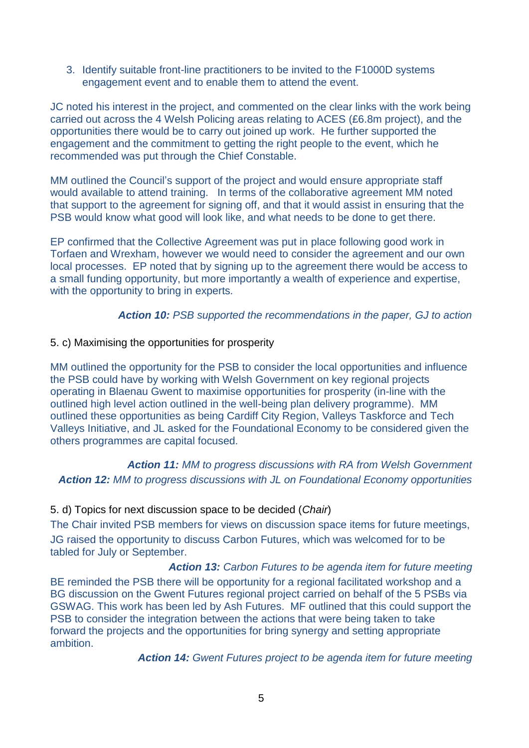3. Identify suitable front-line practitioners to be invited to the F1000D systems engagement event and to enable them to attend the event.

JC noted his interest in the project, and commented on the clear links with the work being carried out across the 4 Welsh Policing areas relating to ACES (£6.8m project), and the opportunities there would be to carry out joined up work. He further supported the engagement and the commitment to getting the right people to the event, which he recommended was put through the Chief Constable.

MM outlined the Council's support of the project and would ensure appropriate staff would available to attend training. In terms of the collaborative agreement MM noted that support to the agreement for signing off, and that it would assist in ensuring that the PSB would know what good will look like, and what needs to be done to get there.

EP confirmed that the Collective Agreement was put in place following good work in Torfaen and Wrexham, however we would need to consider the agreement and our own local processes. EP noted that by signing up to the agreement there would be access to a small funding opportunity, but more importantly a wealth of experience and expertise, with the opportunity to bring in experts.

***Action 10:*** *PSB supported the recommendations in the paper, GJ to action*

5. c) Maximising the opportunities for prosperity

MM outlined the opportunity for the PSB to consider the local opportunities and influence the PSB could have by working with Welsh Government on key regional projects operating in Blaenau Gwent to maximise opportunities for prosperity (in-line with the outlined high level action outlined in the well-being plan delivery programme). MM outlined these opportunities as being Cardiff City Region, Valleys Taskforce and Tech Valleys Initiative, and JL asked for the Foundational Economy to be considered given the others programmes are capital focused.

***Action 11:*** *MM to progress discussions with RA from Welsh Government*
***Action 12:*** *MM to progress discussions with JL on Foundational Economy opportunities*

5. d) Topics for next discussion space to be decided (*Chair*)

The Chair invited PSB members for views on discussion space items for future meetings, JG raised the opportunity to discuss Carbon Futures, which was welcomed for to be tabled for July or September.

***Action 13:*** *Carbon Futures to be agenda item for future meeting*

BE reminded the PSB there will be opportunity for a regional facilitated workshop and a BG discussion on the Gwent Futures regional project carried on behalf of the 5 PSBs via GSWAG. This work has been led by Ash Futures. MF outlined that this could support the PSB to consider the integration between the actions that were being taken to take forward the projects and the opportunities for bring synergy and setting appropriate ambition.

***Action 14:*** *Gwent Futures project to be agenda item for future meeting*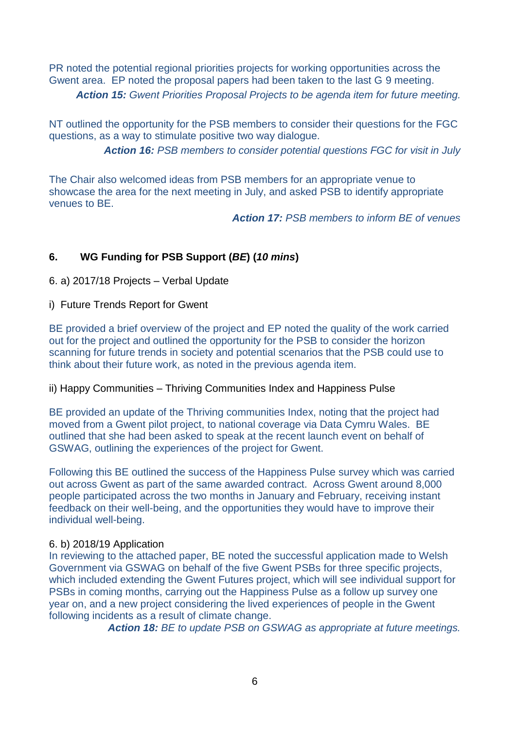PR noted the potential regional priorities projects for working opportunities across the Gwent area. EP noted the proposal papers had been taken to the last G 9 meeting.

***Action 15:*** *Gwent Priorities Proposal Projects to be agenda item for future meeting.*

NT outlined the opportunity for the PSB members to consider their questions for the FGC questions, as a way to stimulate positive two way dialogue.

***Action 16:*** *PSB members to consider potential questions FGC for visit in July*

The Chair also welcomed ideas from PSB members for an appropriate venue to showcase the area for the next meeting in July, and asked PSB to identify appropriate venues to BE.

***Action 17:*** *PSB members to inform BE of venues*

## 6. WG Funding for PSB Support (*BE*) (*10 mins*)

6. a) 2017/18 Projects – Verbal Update

i) Future Trends Report for Gwent

BE provided a brief overview of the project and EP noted the quality of the work carried out for the project and outlined the opportunity for the PSB to consider the horizon scanning for future trends in society and potential scenarios that the PSB could use to think about their future work, as noted in the previous agenda item.

ii) Happy Communities – Thriving Communities Index and Happiness Pulse

BE provided an update of the Thriving communities Index, noting that the project had moved from a Gwent pilot project, to national coverage via Data Cymru Wales. BE outlined that she had been asked to speak at the recent launch event on behalf of GSWAG, outlining the experiences of the project for Gwent.

Following this BE outlined the success of the Happiness Pulse survey which was carried out across Gwent as part of the same awarded contract. Across Gwent around 8,000 people participated across the two months in January and February, receiving instant feedback on their well-being, and the opportunities they would have to improve their individual well-being.

6. b) 2018/19 Application

In reviewing to the attached paper, BE noted the successful application made to Welsh Government via GSWAG on behalf of the five Gwent PSBs for three specific projects, which included extending the Gwent Futures project, which will see individual support for PSBs in coming months, carrying out the Happiness Pulse as a follow up survey one year on, and a new project considering the lived experiences of people in the Gwent following incidents as a result of climate change.

***Action 18:*** *BE to update PSB on GSWAG as appropriate at future meetings.*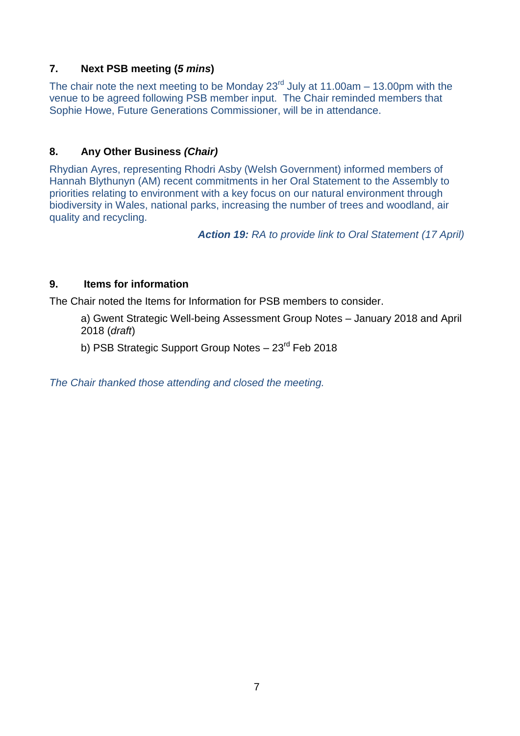## 7. Next PSB meeting (*5 mins*)

The chair note the next meeting to be Monday 23rd July at 11.00am – 13.00pm with the venue to be agreed following PSB member input. The Chair reminded members that Sophie Howe, Future Generations Commissioner, will be in attendance.

## 8. Any Other Business *(Chair)*

Rhydian Ayres, representing Rhodri Asby (Welsh Government) informed members of Hannah Blythunyn (AM) recent commitments in her Oral Statement to the Assembly to priorities relating to environment with a key focus on our natural environment through biodiversity in Wales, national parks, increasing the number of trees and woodland, air quality and recycling.

***Action 19:*** *RA to provide link to Oral Statement (17 April)*

## 9. Items for information

The Chair noted the Items for Information for PSB members to consider.

a) Gwent Strategic Well-being Assessment Group Notes – January 2018 and April 2018 (*draft*)

b) PSB Strategic Support Group Notes – 23rd Feb 2018

*The Chair thanked those attending and closed the meeting.*